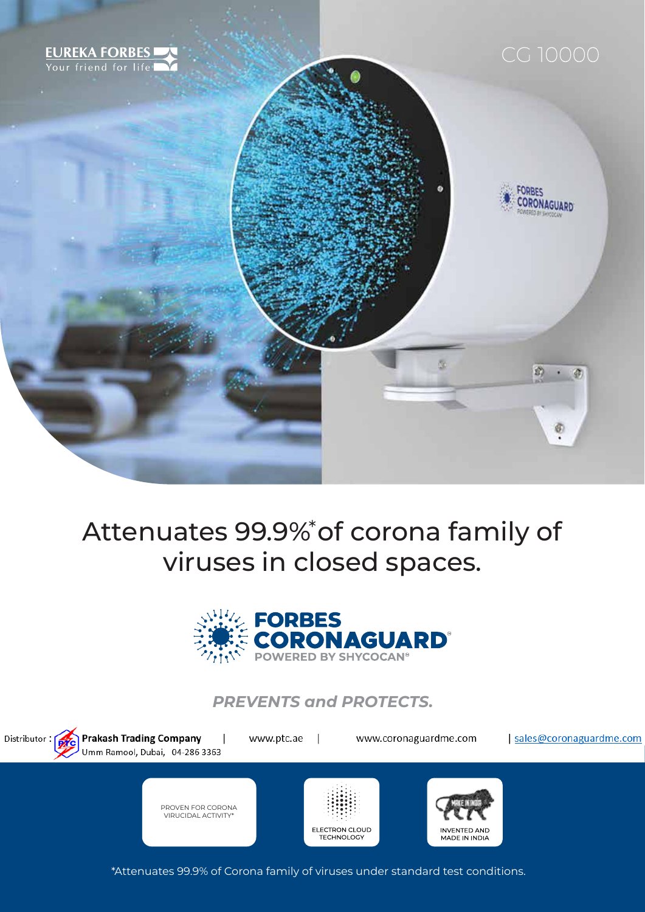EUREKA FORBES
Your friend for life

CG 10000

# Attenuates 99.9%* of corona family of viruses in closed spaces.

**FORBES CORONAGUARD®**
POWERED BY SHYCOCAN®

***PREVENTS and PROTECTS.***

Distributor : **Prakash Trading Company** | www.ptc.ae | www.coronaguardme.com | sales@coronaguardme.com
Umm Ramool, Dubai, 04-286 3363

PROVEN FOR CORONA VIRUCIDAL ACTIVITY*

ELECTRON CLOUD TECHNOLOGY

INVENTED AND MADE IN INDIA

*Attenuates 99.9% of Corona family of viruses under standard test conditions.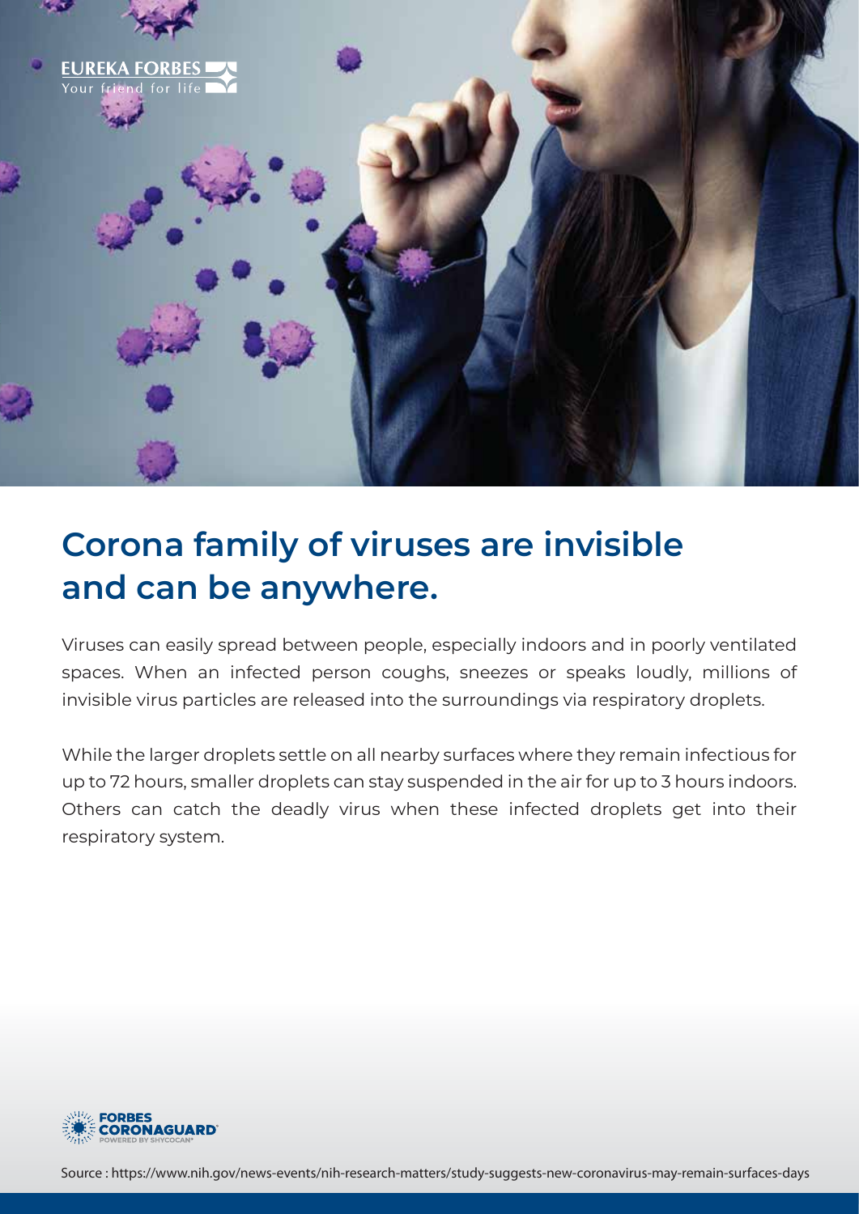# Corona family of viruses are invisible and can be anywhere.

Viruses can easily spread between people, especially indoors and in poorly ventilated spaces. When an infected person coughs, sneezes or speaks loudly, millions of invisible virus particles are released into the surroundings via respiratory droplets.

While the larger droplets settle on all nearby surfaces where they remain infectious for up to 72 hours, smaller droplets can stay suspended in the air for up to 3 hours indoors. Others can catch the deadly virus when these infected droplets get into their respiratory system.

Source : https://www.nih.gov/news-events/nih-research-matters/study-suggests-new-coronavirus-may-remain-surfaces-days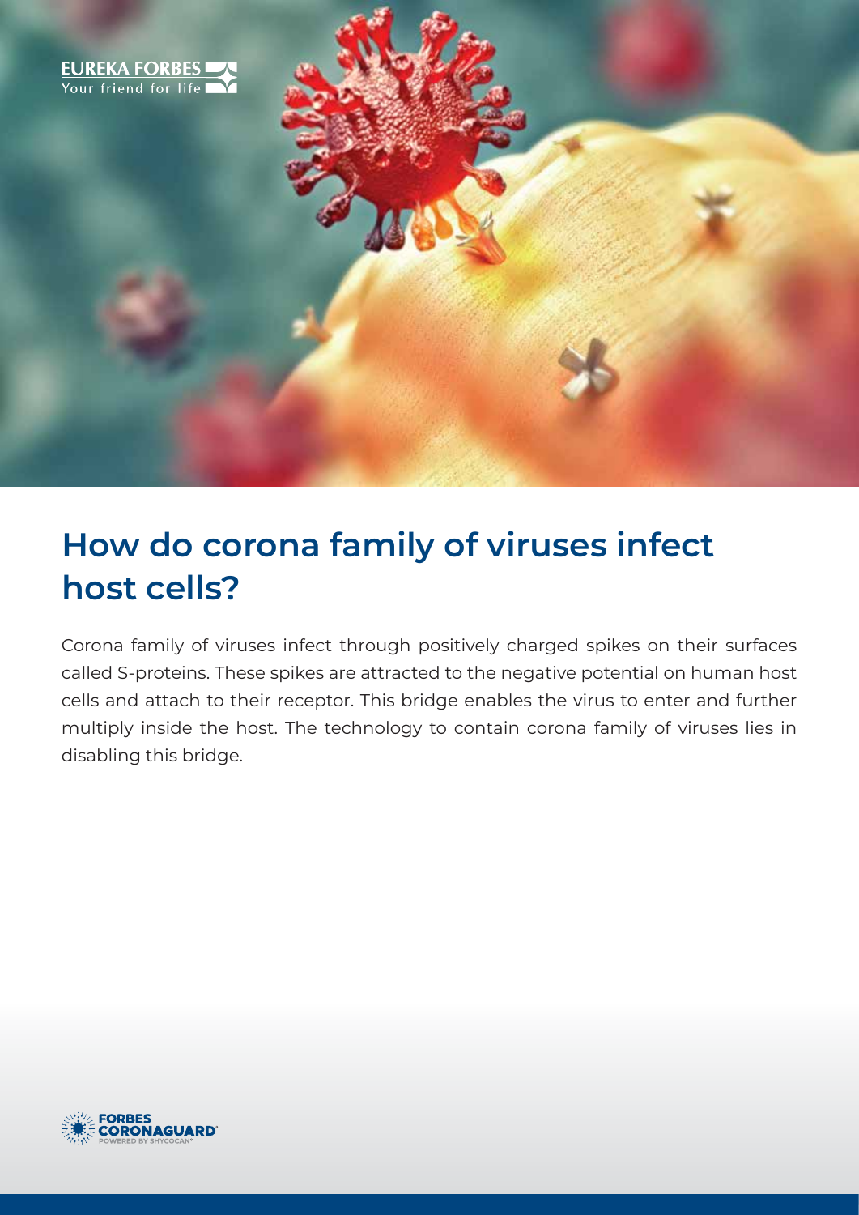# How do corona family of viruses infect host cells?

Corona family of viruses infect through positively charged spikes on their surfaces called S-proteins. These spikes are attracted to the negative potential on human host cells and attach to their receptor. This bridge enables the virus to enter and further multiply inside the host. The technology to contain corona family of viruses lies in disabling this bridge.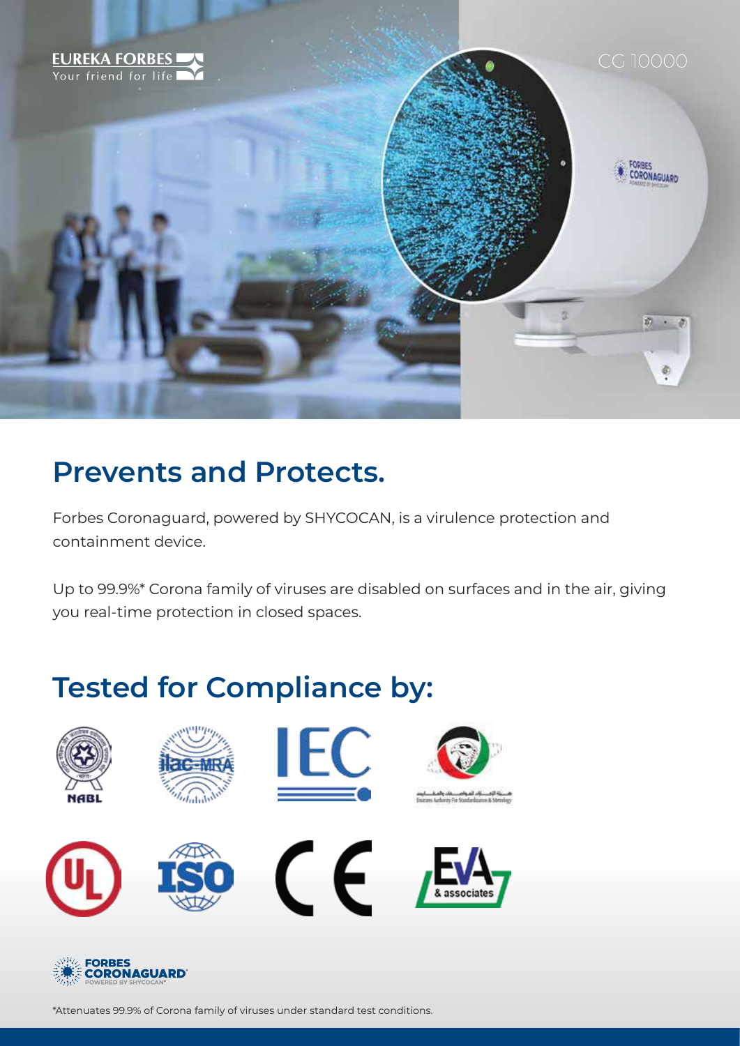EUREKA FORBES
Your friend for life

CG 10000

# Prevents and Protects.

Forbes Coronaguard, powered by SHYCOCAN, is a virulence protection and containment device.

Up to 99.9%* Corona family of viruses are disabled on surfaces and in the air, giving you real-time protection in closed spaces.

# Tested for Compliance by:

NABL

ilac-MRA

IEC

Emirates Authority For Standardization & Metrology

UL

ISO

CE

EVA & associates

FORBES CORONAGUARD
POWERED BY SHYCOCAN

*Attenuates 99.9% of Corona family of viruses under standard test conditions.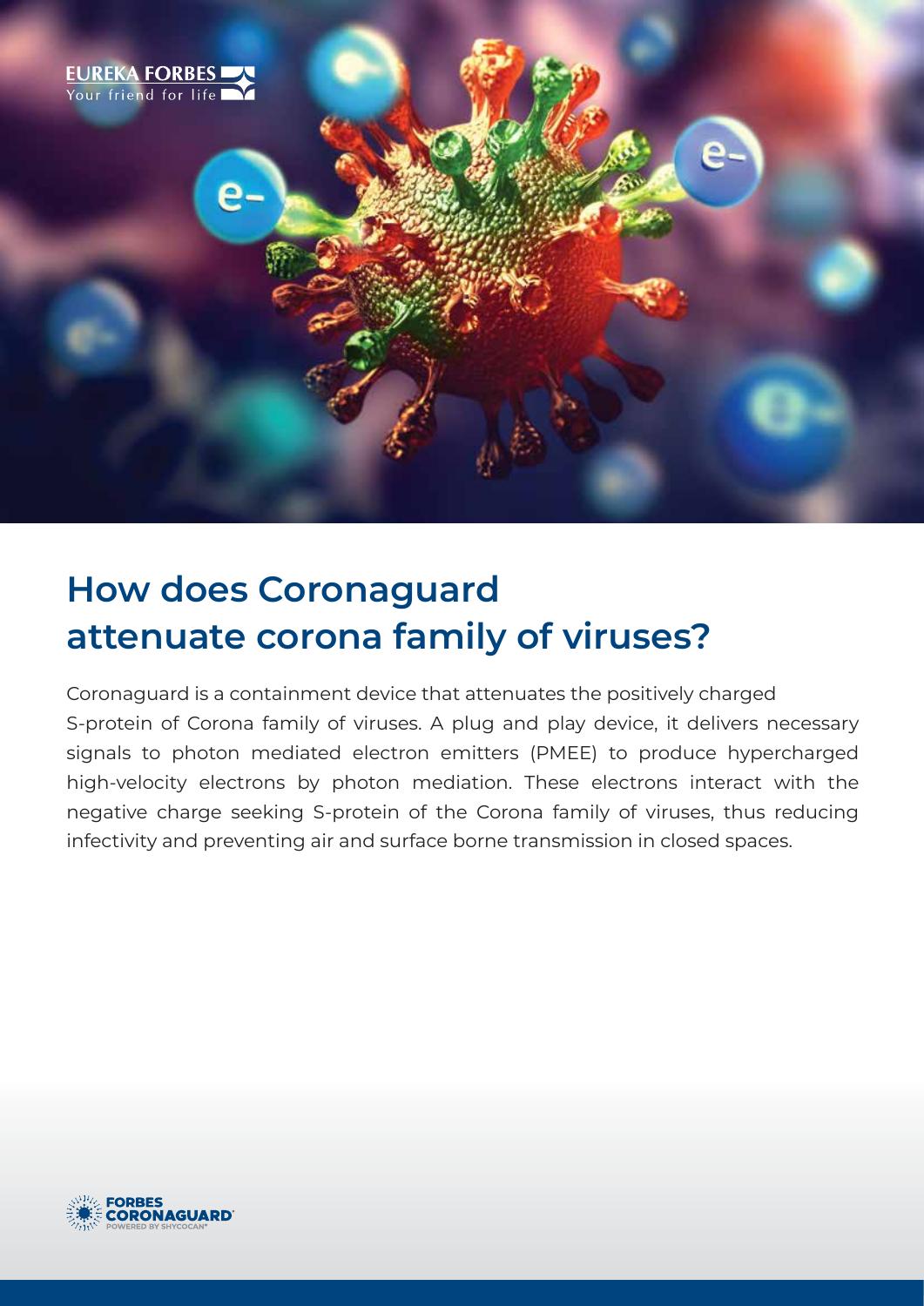# How does Coronaguard attenuate corona family of viruses?

Coronaguard is a containment device that attenuates the positively charged S-protein of Corona family of viruses. A plug and play device, it delivers necessary signals to photon mediated electron emitters (PMEE) to produce hypercharged high-velocity electrons by photon mediation. These electrons interact with the negative charge seeking S-protein of the Corona family of viruses, thus reducing infectivity and preventing air and surface borne transmission in closed spaces.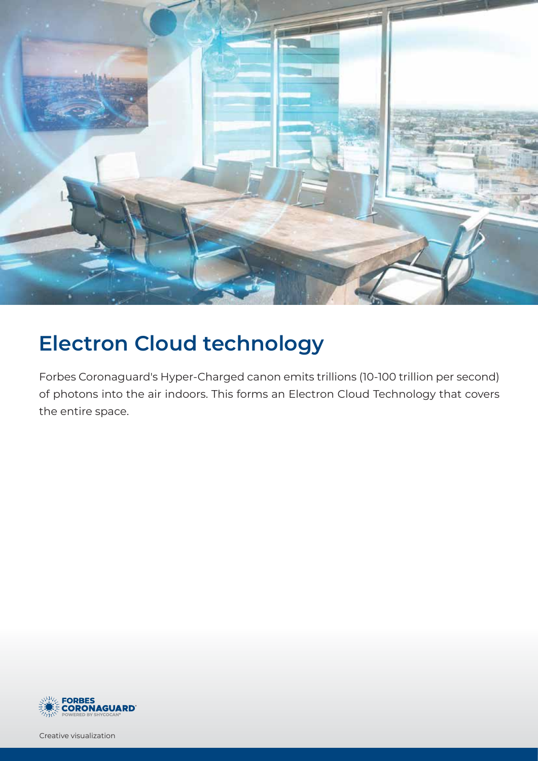## Electron Cloud technology

Forbes Coronaguard's Hyper-Charged canon emits trillions (10-100 trillion per second) of photons into the air indoors. This forms an Electron Cloud Technology that covers the entire space.

Creative visualization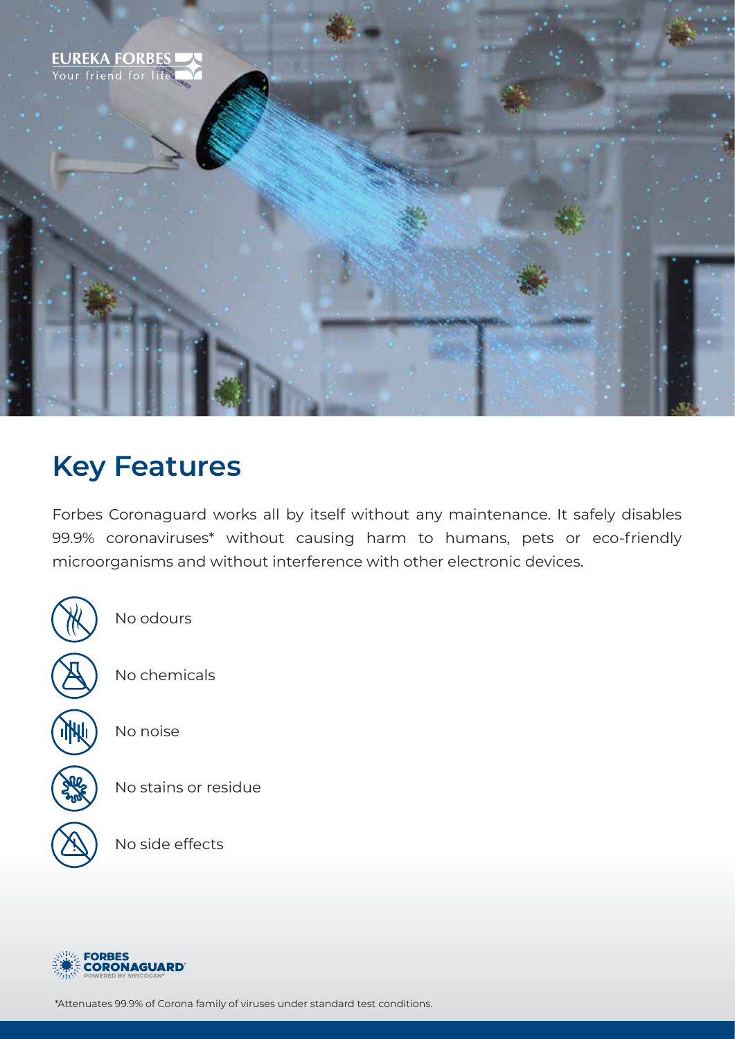## Key Features

Forbes Coronaguard works all by itself without any maintenance. It safely disables 99.9% coronaviruses* without causing harm to humans, pets or eco-friendly microorganisms and without interference with other electronic devices.

- No odours
- No chemicals
- No noise
- No stains or residue
- No side effects

*Attenuates 99.9% of Corona family of viruses under standard test conditions.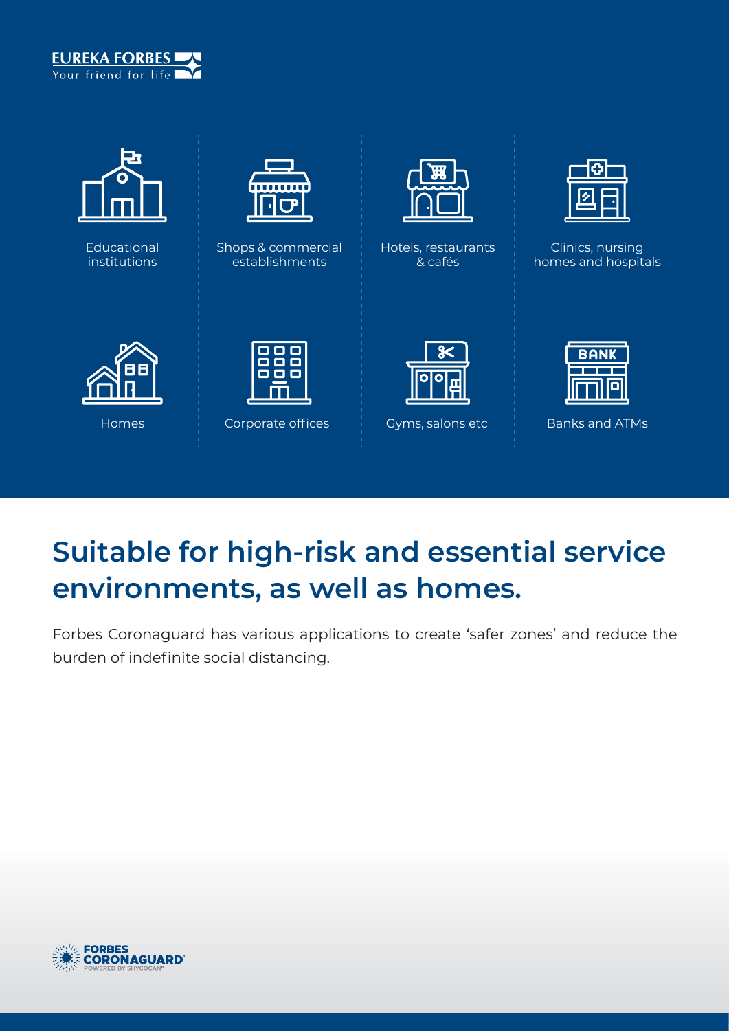EUREKA FORBES
Your friend for life

- Educational institutions
- Shops & commercial establishments
- Hotels, restaurants & cafés
- Clinics, nursing homes and hospitals
- Homes
- Corporate offices
- Gyms, salons etc
- Banks and ATMs

# Suitable for high-risk and essential service environments, as well as homes.

Forbes Coronaguard has various applications to create 'safer zones' and reduce the burden of indefinite social distancing.

FORBES CORONAGUARD
POWERED BY SHYCOCAN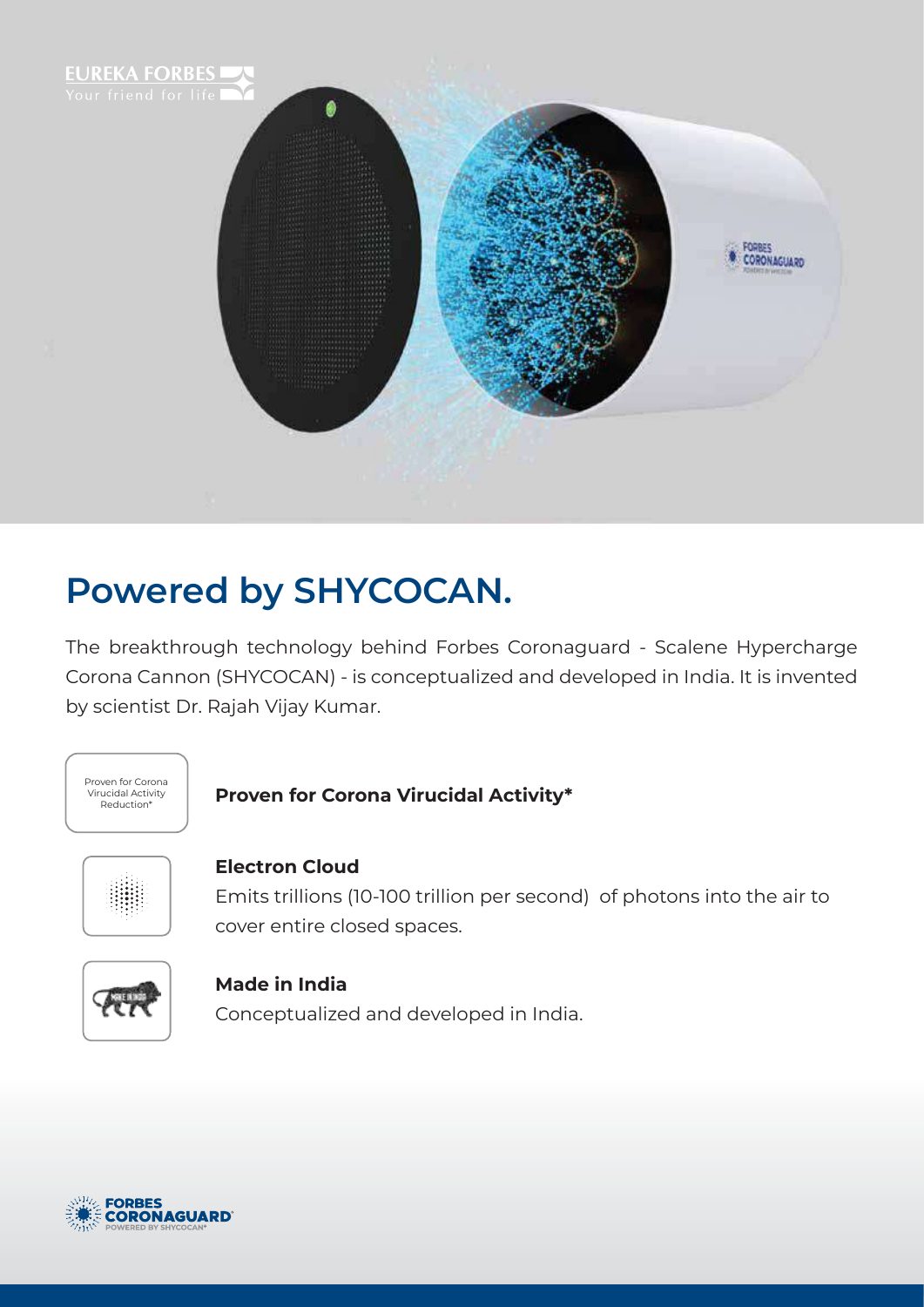EUREKA FORBES
Your friend for life

## Powered by SHYCOCAN.

The breakthrough technology behind Forbes Coronaguard - Scalene Hypercharge Corona Cannon (SHYCOCAN) - is conceptualized and developed in India. It is invented by scientist Dr. Rajah Vijay Kumar.

Proven for Corona Virucidal Activity Reduction*

**Proven for Corona Virucidal Activity***

**Electron Cloud**

Emits trillions (10-100 trillion per second) of photons into the air to cover entire closed spaces.

**Made in India**

Conceptualized and developed in India.

FORBES CORONAGUARD
POWERED BY SHYCOCAN*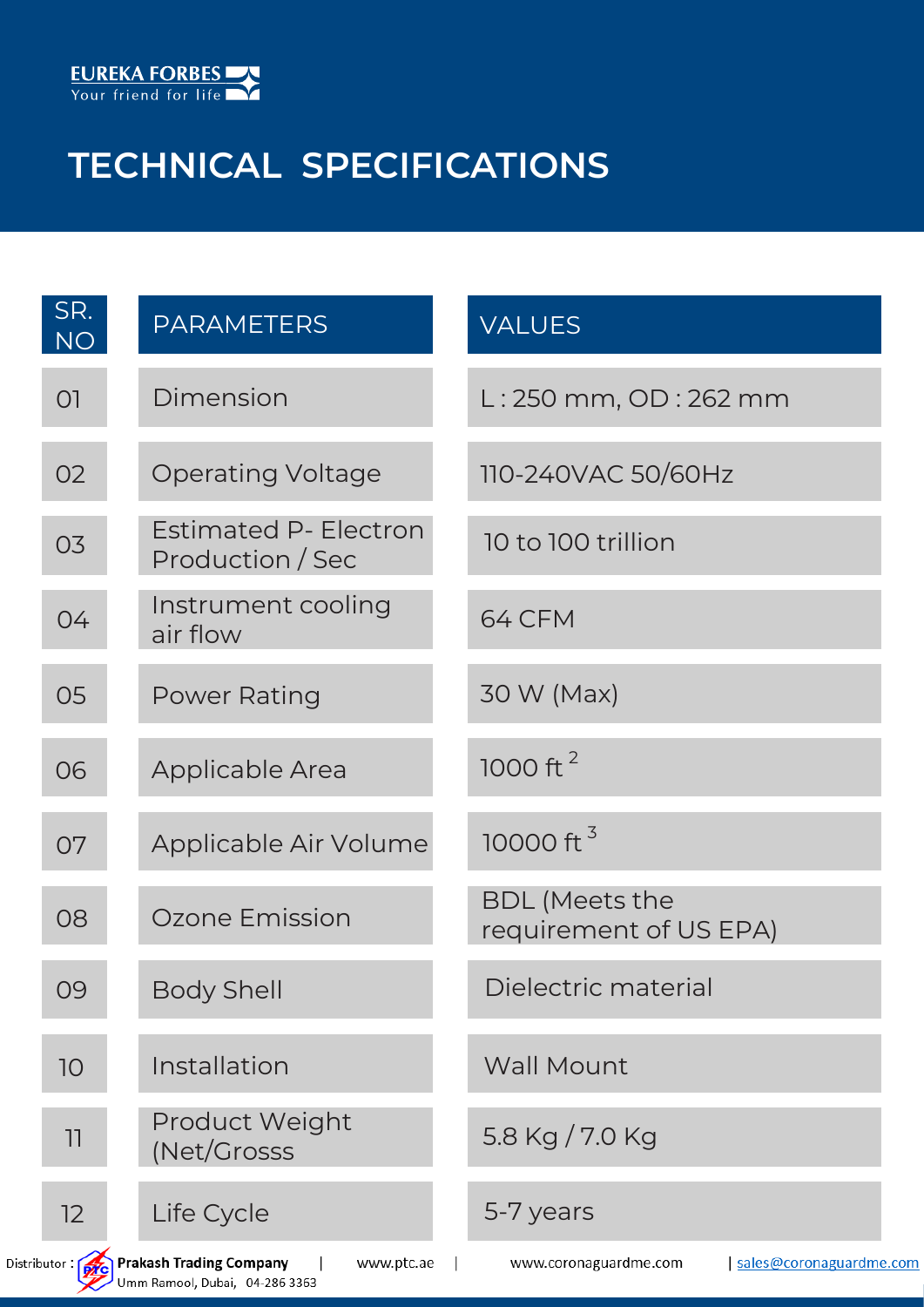EUREKA FORBES
Your friend for life

# TECHNICAL SPECIFICATIONS

| SR. NO | PARAMETERS | VALUES |
|---|---|---|
| 01 | Dimension | L : 250 mm, OD : 262 mm |
| 02 | Operating Voltage | 110-240VAC 50/60Hz |
| 03 | Estimated P- Electron Production / Sec | 10 to 100 trillion |
| 04 | Instrument cooling air flow | 64 CFM |
| 05 | Power Rating | 30 W (Max) |
| 06 | Applicable Area | 1000 $ft^2$ |
| 07 | Applicable Air Volume | 10000 $ft^3$ |
| 08 | Ozone Emission | BDL (Meets the requirement of US EPA) |
| 09 | Body Shell | Dielectric material |
| 10 | Installation | Wall Mount |
| 11 | Product Weight (Net/Grosss | 5.8 Kg / 7.0 Kg |
| 12 | Life Cycle | 5-7 years |

Distributor : **Prakash Trading Company** | www.ptc.ae | www.coronaguardme.com | sales@coronaguardme.com
Umm Ramool, Dubai, 04-286 3363